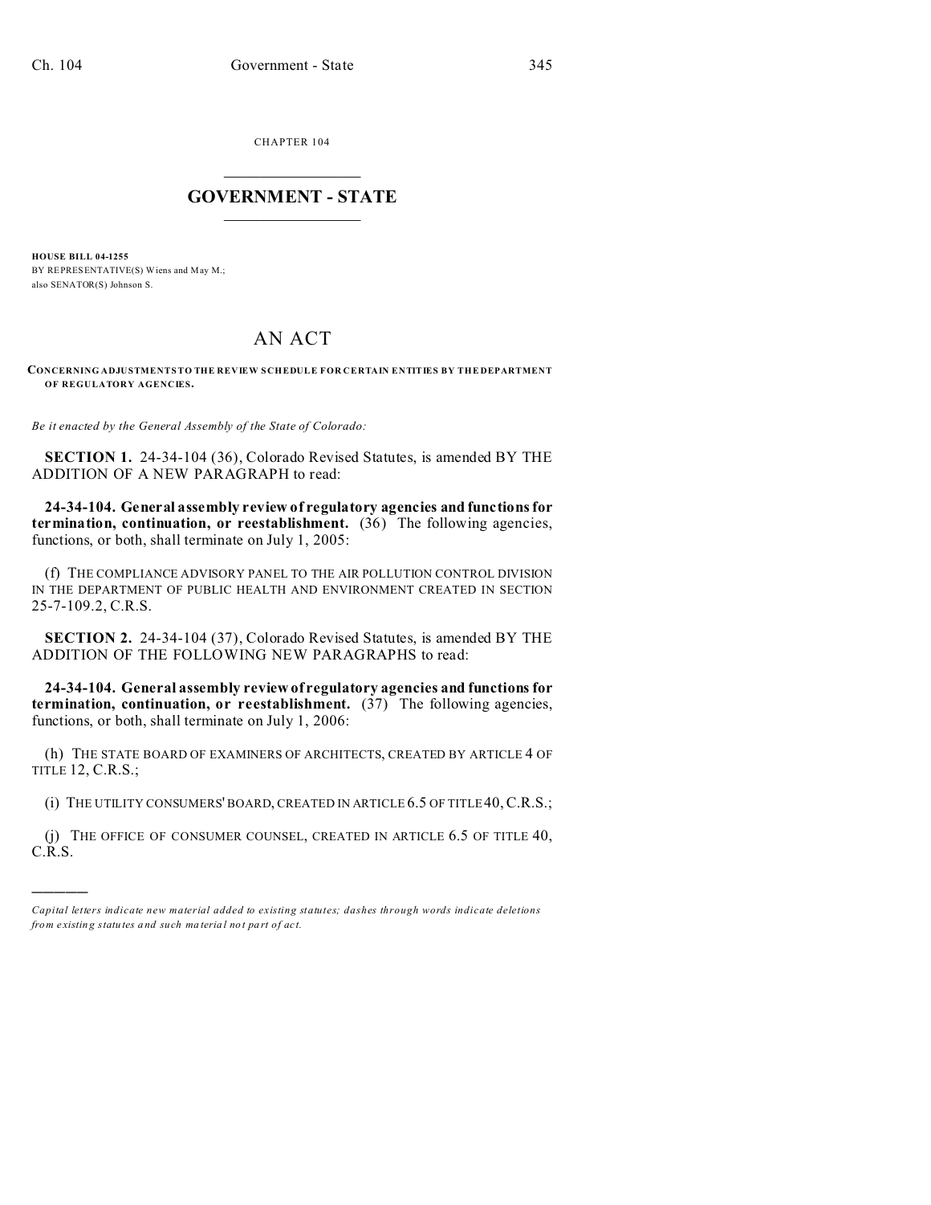CHAPTER 104

# GOVERNMENT - STATE

**HOUSE BILL 04-1255**
BY REPRESENTATIVE(S) Wiens and May M.;
also SENATOR(S) Johnson S.

# AN ACT

**CONCERNING ADJUSTMENTS TO THE REVIEW SCHEDULE FOR CERTAIN ENTITIES BY THE DEPARTMENT OF REGULATORY AGENCIES.**

*Be it enacted by the General Assembly of the State of Colorado:*

**SECTION 1.** 24-34-104 (36), Colorado Revised Statutes, is amended BY THE ADDITION OF A NEW PARAGRAPH to read:

**24-34-104. General assembly review of regulatory agencies and functions for termination, continuation, or reestablishment.** (36) The following agencies, functions, or both, shall terminate on July 1, 2005:

(f) THE COMPLIANCE ADVISORY PANEL TO THE AIR POLLUTION CONTROL DIVISION IN THE DEPARTMENT OF PUBLIC HEALTH AND ENVIRONMENT CREATED IN SECTION 25-7-109.2, C.R.S.

**SECTION 2.** 24-34-104 (37), Colorado Revised Statutes, is amended BY THE ADDITION OF THE FOLLOWING NEW PARAGRAPHS to read:

**24-34-104. General assembly review of regulatory agencies and functions for termination, continuation, or reestablishment.** (37) The following agencies, functions, or both, shall terminate on July 1, 2006:

(h) THE STATE BOARD OF EXAMINERS OF ARCHITECTS, CREATED BY ARTICLE 4 OF TITLE 12, C.R.S.;

(i) THE UTILITY CONSUMERS' BOARD, CREATED IN ARTICLE 6.5 OF TITLE 40, C.R.S.;

(j) THE OFFICE OF CONSUMER COUNSEL, CREATED IN ARTICLE 6.5 OF TITLE 40, C.R.S.

---

*Capital letters indicate new material added to existing statutes; dashes through words indicate deletions from existing statutes and such material not part of act.*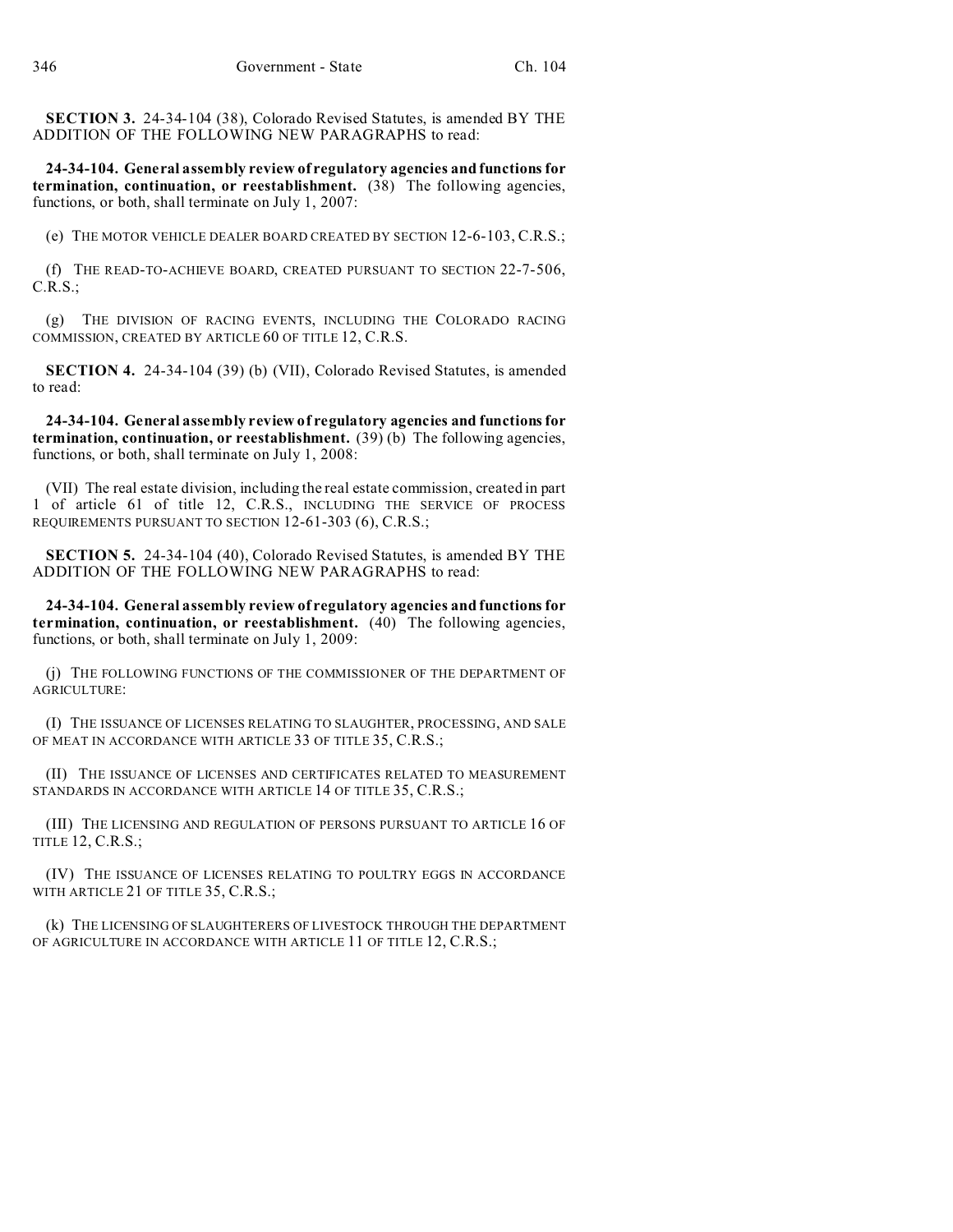**SECTION 3.** 24-34-104 (38), Colorado Revised Statutes, is amended BY THE ADDITION OF THE FOLLOWING NEW PARAGRAPHS to read:

**24-34-104. General assembly review of regulatory agencies and functions for termination, continuation, or reestablishment.** (38) The following agencies, functions, or both, shall terminate on July 1, 2007:

(e) THE MOTOR VEHICLE DEALER BOARD CREATED BY SECTION 12-6-103, C.R.S.;

(f) THE READ-TO-ACHIEVE BOARD, CREATED PURSUANT TO SECTION 22-7-506, C.R.S.;

(g) THE DIVISION OF RACING EVENTS, INCLUDING THE COLORADO RACING COMMISSION, CREATED BY ARTICLE 60 OF TITLE 12, C.R.S.

**SECTION 4.** 24-34-104 (39) (b) (VII), Colorado Revised Statutes, is amended to read:

**24-34-104. General assembly review of regulatory agencies and functions for termination, continuation, or reestablishment.** (39) (b) The following agencies, functions, or both, shall terminate on July 1, 2008:

(VII) The real estate division, including the real estate commission, created in part 1 of article 61 of title 12, C.R.S., INCLUDING THE SERVICE OF PROCESS REQUIREMENTS PURSUANT TO SECTION 12-61-303 (6), C.R.S.;

**SECTION 5.** 24-34-104 (40), Colorado Revised Statutes, is amended BY THE ADDITION OF THE FOLLOWING NEW PARAGRAPHS to read:

**24-34-104. General assembly review of regulatory agencies and functions for termination, continuation, or reestablishment.** (40) The following agencies, functions, or both, shall terminate on July 1, 2009:

(j) THE FOLLOWING FUNCTIONS OF THE COMMISSIONER OF THE DEPARTMENT OF AGRICULTURE:

(I) THE ISSUANCE OF LICENSES RELATING TO SLAUGHTER, PROCESSING, AND SALE OF MEAT IN ACCORDANCE WITH ARTICLE 33 OF TITLE 35, C.R.S.;

(II) THE ISSUANCE OF LICENSES AND CERTIFICATES RELATED TO MEASUREMENT STANDARDS IN ACCORDANCE WITH ARTICLE 14 OF TITLE 35, C.R.S.;

(III) THE LICENSING AND REGULATION OF PERSONS PURSUANT TO ARTICLE 16 OF TITLE 12, C.R.S.;

(IV) THE ISSUANCE OF LICENSES RELATING TO POULTRY EGGS IN ACCORDANCE WITH ARTICLE 21 OF TITLE 35, C.R.S.;

(k) THE LICENSING OF SLAUGHTERERS OF LIVESTOCK THROUGH THE DEPARTMENT OF AGRICULTURE IN ACCORDANCE WITH ARTICLE 11 OF TITLE 12, C.R.S.;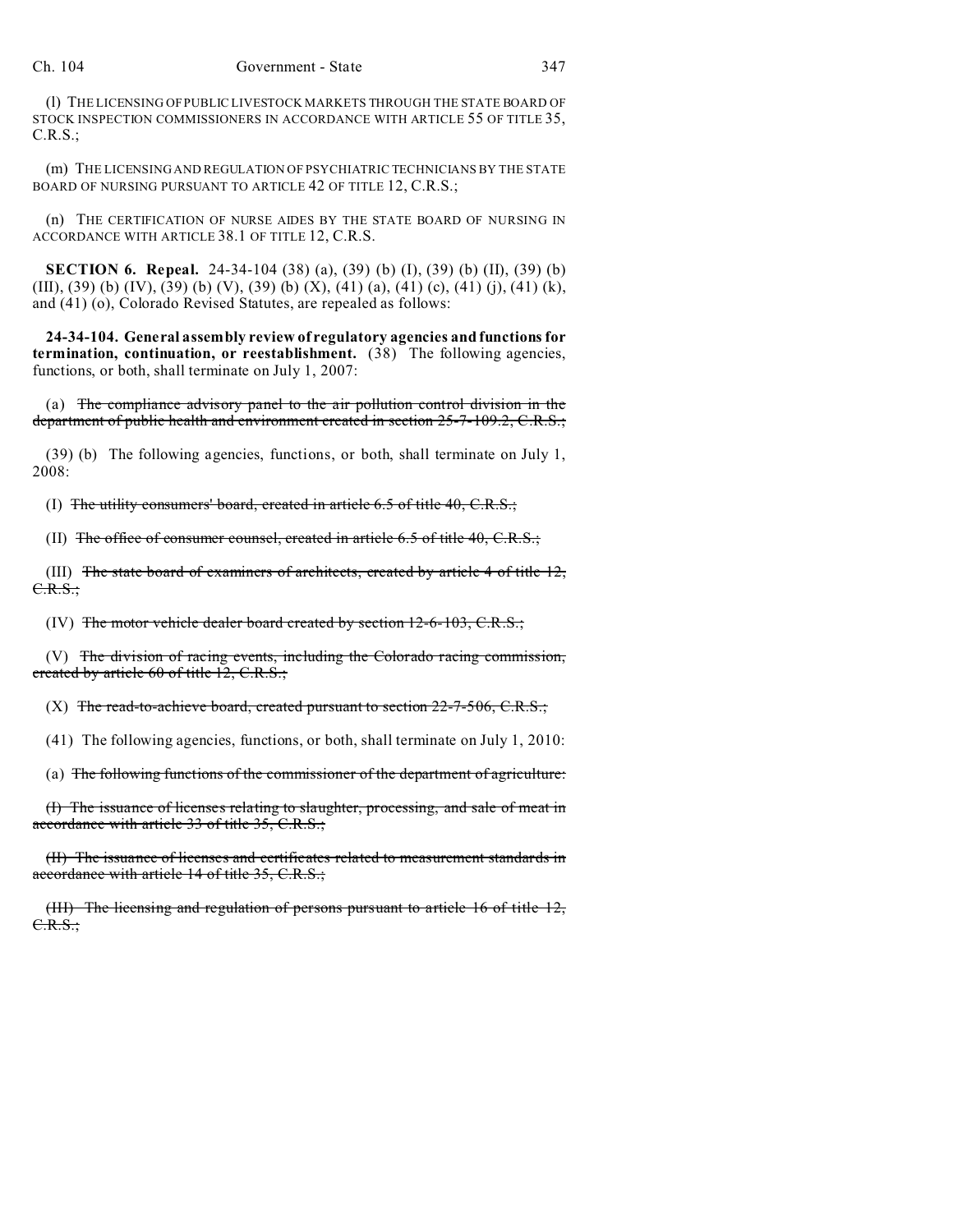(l) THE LICENSING OF PUBLIC LIVESTOCK MARKETS THROUGH THE STATE BOARD OF STOCK INSPECTION COMMISSIONERS IN ACCORDANCE WITH ARTICLE 55 OF TITLE 35, C.R.S.;

(m) THE LICENSING AND REGULATION OF PSYCHIATRIC TECHNICIANS BY THE STATE BOARD OF NURSING PURSUANT TO ARTICLE 42 OF TITLE 12, C.R.S.;

(n) THE CERTIFICATION OF NURSE AIDES BY THE STATE BOARD OF NURSING IN ACCORDANCE WITH ARTICLE 38.1 OF TITLE 12, C.R.S.

**SECTION 6. Repeal.** 24-34-104 (38) (a), (39) (b) (I), (39) (b) (II), (39) (b) (III), (39) (b) (IV), (39) (b) (V), (39) (b) (X), (41) (a), (41) (c), (41) (j), (41) (k), and (41) (o), Colorado Revised Statutes, are repealed as follows:

**24-34-104. General assembly review of regulatory agencies and functions for termination, continuation, or reestablishment.** (38) The following agencies, functions, or both, shall terminate on July 1, 2007:

(a) ~~The compliance advisory panel to the air pollution control division in the department of public health and environment created in section 25-7-109.2, C.R.S.;~~

(39) (b) The following agencies, functions, or both, shall terminate on July 1, 2008:

(I) ~~The utility consumers' board, created in article 6.5 of title 40, C.R.S.;~~

(II) ~~The office of consumer counsel, created in article 6.5 of title 40, C.R.S.;~~

(III) ~~The state board of examiners of architects, created by article 4 of title 12, C.R.S.;~~

(IV) ~~The motor vehicle dealer board created by section 12-6-103, C.R.S.;~~

(V) ~~The division of racing events, including the Colorado racing commission, created by article 60 of title 12, C.R.S.;~~

(X) ~~The read-to-achieve board, created pursuant to section 22-7-506, C.R.S.;~~

(41) The following agencies, functions, or both, shall terminate on July 1, 2010:

(a) ~~The following functions of the commissioner of the department of agriculture:~~

~~(I) The issuance of licenses relating to slaughter, processing, and sale of meat in accordance with article 33 of title 35, C.R.S.;~~

~~(II) The issuance of licenses and certificates related to measurement standards in accordance with article 14 of title 35, C.R.S.;~~

~~(III) The licensing and regulation of persons pursuant to article 16 of title 12, C.R.S.;~~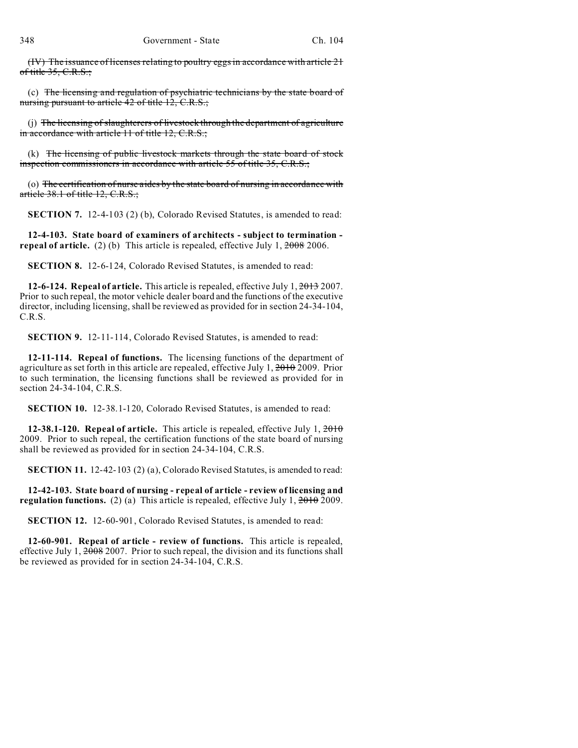(IV) ~~The issuance of licenses relating to poultry eggs in accordance with article 21 of title 35, C.R.S.;~~

(c) ~~The licensing and regulation of psychiatric technicians by the state board of nursing pursuant to article 42 of title 12, C.R.S.;~~

(j) ~~The licensing of slaughterers of livestock through the department of agriculture in accordance with article 11 of title 12, C.R.S.;~~

(k) ~~The licensing of public livestock markets through the state board of stock inspection commissioners in accordance with article 55 of title 35, C.R.S.;~~

(o) ~~The certification of nurse aides by the state board of nursing in accordance with article 38.1 of title 12, C.R.S.;~~

**SECTION 7.** 12-4-103 (2) (b), Colorado Revised Statutes, is amended to read:

**12-4-103. State board of examiners of architects - subject to termination - repeal of article.** (2) (b) This article is repealed, effective July 1, ~~2008~~ 2006.

**SECTION 8.** 12-6-124, Colorado Revised Statutes, is amended to read:

**12-6-124. Repeal of article.** This article is repealed, effective July 1, ~~2013~~ 2007. Prior to such repeal, the motor vehicle dealer board and the functions of the executive director, including licensing, shall be reviewed as provided for in section 24-34-104, C.R.S.

**SECTION 9.** 12-11-114, Colorado Revised Statutes, is amended to read:

**12-11-114. Repeal of functions.** The licensing functions of the department of agriculture as set forth in this article are repealed, effective July 1, ~~2010~~ 2009. Prior to such termination, the licensing functions shall be reviewed as provided for in section 24-34-104, C.R.S.

**SECTION 10.** 12-38.1-120, Colorado Revised Statutes, is amended to read:

**12-38.1-120. Repeal of article.** This article is repealed, effective July 1, ~~2010~~ 2009. Prior to such repeal, the certification functions of the state board of nursing shall be reviewed as provided for in section 24-34-104, C.R.S.

**SECTION 11.** 12-42-103 (2) (a), Colorado Revised Statutes, is amended to read:

**12-42-103. State board of nursing - repeal of article - review of licensing and regulation functions.** (2) (a) This article is repealed, effective July 1, ~~2010~~ 2009.

**SECTION 12.** 12-60-901, Colorado Revised Statutes, is amended to read:

**12-60-901. Repeal of article - review of functions.** This article is repealed, effective July 1, ~~2008~~ 2007. Prior to such repeal, the division and its functions shall be reviewed as provided for in section 24-34-104, C.R.S.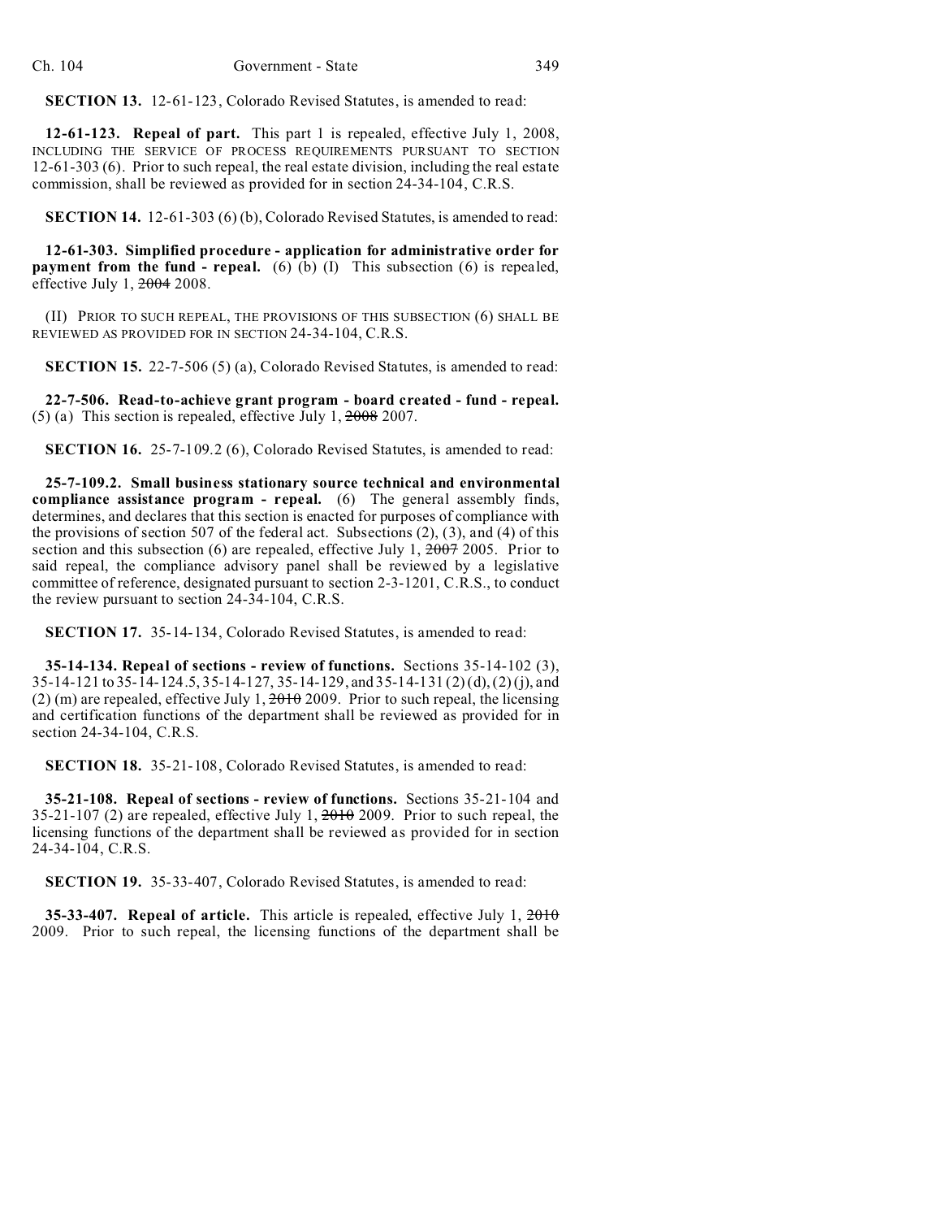**SECTION 13.** 12-61-123, Colorado Revised Statutes, is amended to read:

**12-61-123. Repeal of part.** This part 1 is repealed, effective July 1, 2008, INCLUDING THE SERVICE OF PROCESS REQUIREMENTS PURSUANT TO SECTION 12-61-303 (6). Prior to such repeal, the real estate division, including the real estate commission, shall be reviewed as provided for in section 24-34-104, C.R.S.

**SECTION 14.** 12-61-303 (6) (b), Colorado Revised Statutes, is amended to read:

**12-61-303. Simplified procedure - application for administrative order for payment from the fund - repeal.** (6) (b) (I) This subsection (6) is repealed, effective July 1, ~~2004~~ 2008.

(II) PRIOR TO SUCH REPEAL, THE PROVISIONS OF THIS SUBSECTION (6) SHALL BE REVIEWED AS PROVIDED FOR IN SECTION 24-34-104, C.R.S.

**SECTION 15.** 22-7-506 (5) (a), Colorado Revised Statutes, is amended to read:

**22-7-506. Read-to-achieve grant program - board created - fund - repeal.** (5) (a) This section is repealed, effective July 1, ~~2008~~ 2007.

**SECTION 16.** 25-7-109.2 (6), Colorado Revised Statutes, is amended to read:

**25-7-109.2. Small business stationary source technical and environmental compliance assistance program - repeal.** (6) The general assembly finds, determines, and declares that this section is enacted for purposes of compliance with the provisions of section 507 of the federal act. Subsections (2), (3), and (4) of this section and this subsection (6) are repealed, effective July 1, ~~2007~~ 2005. Prior to said repeal, the compliance advisory panel shall be reviewed by a legislative committee of reference, designated pursuant to section 2-3-1201, C.R.S., to conduct the review pursuant to section 24-34-104, C.R.S.

**SECTION 17.** 35-14-134, Colorado Revised Statutes, is amended to read:

**35-14-134. Repeal of sections - review of functions.** Sections 35-14-102 (3), 35-14-121 to 35-14-124.5, 35-14-127, 35-14-129, and 35-14-131 (2) (d), (2) (j), and (2) (m) are repealed, effective July 1, ~~2010~~ 2009. Prior to such repeal, the licensing and certification functions of the department shall be reviewed as provided for in section 24-34-104, C.R.S.

**SECTION 18.** 35-21-108, Colorado Revised Statutes, is amended to read:

**35-21-108. Repeal of sections - review of functions.** Sections 35-21-104 and 35-21-107 (2) are repealed, effective July 1, ~~2010~~ 2009. Prior to such repeal, the licensing functions of the department shall be reviewed as provided for in section 24-34-104, C.R.S.

**SECTION 19.** 35-33-407, Colorado Revised Statutes, is amended to read:

**35-33-407. Repeal of article.** This article is repealed, effective July 1, ~~2010~~ 2009. Prior to such repeal, the licensing functions of the department shall be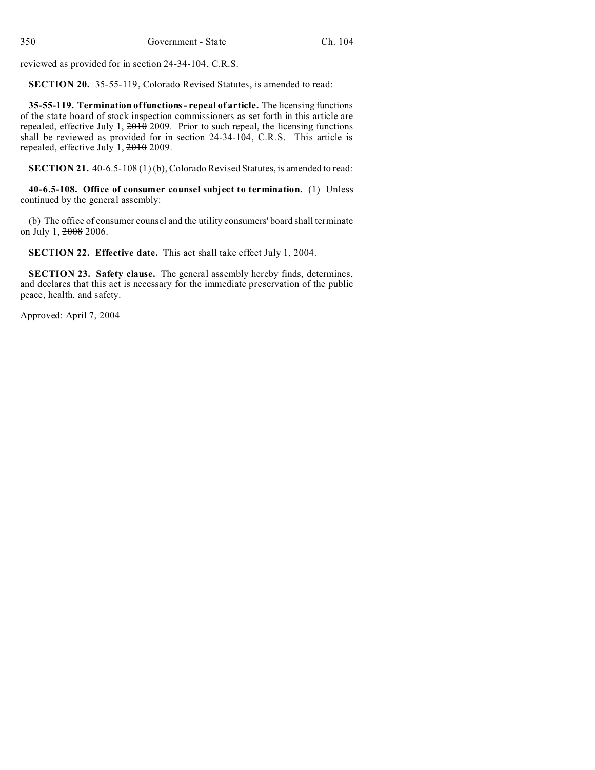reviewed as provided for in section 24-34-104, C.R.S.

**SECTION 20.** 35-55-119, Colorado Revised Statutes, is amended to read:

**35-55-119. Termination of functions - repeal of article.** The licensing functions of the state board of stock inspection commissioners as set forth in this article are repealed, effective July 1, ~~2010~~ 2009. Prior to such repeal, the licensing functions shall be reviewed as provided for in section 24-34-104, C.R.S. This article is repealed, effective July 1, ~~2010~~ 2009.

**SECTION 21.** 40-6.5-108 (1) (b), Colorado Revised Statutes, is amended to read:

**40-6.5-108. Office of consumer counsel subject to termination.** (1) Unless continued by the general assembly:

(b) The office of consumer counsel and the utility consumers' board shall terminate on July 1, ~~2008~~ 2006.

**SECTION 22. Effective date.** This act shall take effect July 1, 2004.

**SECTION 23. Safety clause.** The general assembly hereby finds, determines, and declares that this act is necessary for the immediate preservation of the public peace, health, and safety.

Approved: April 7, 2004